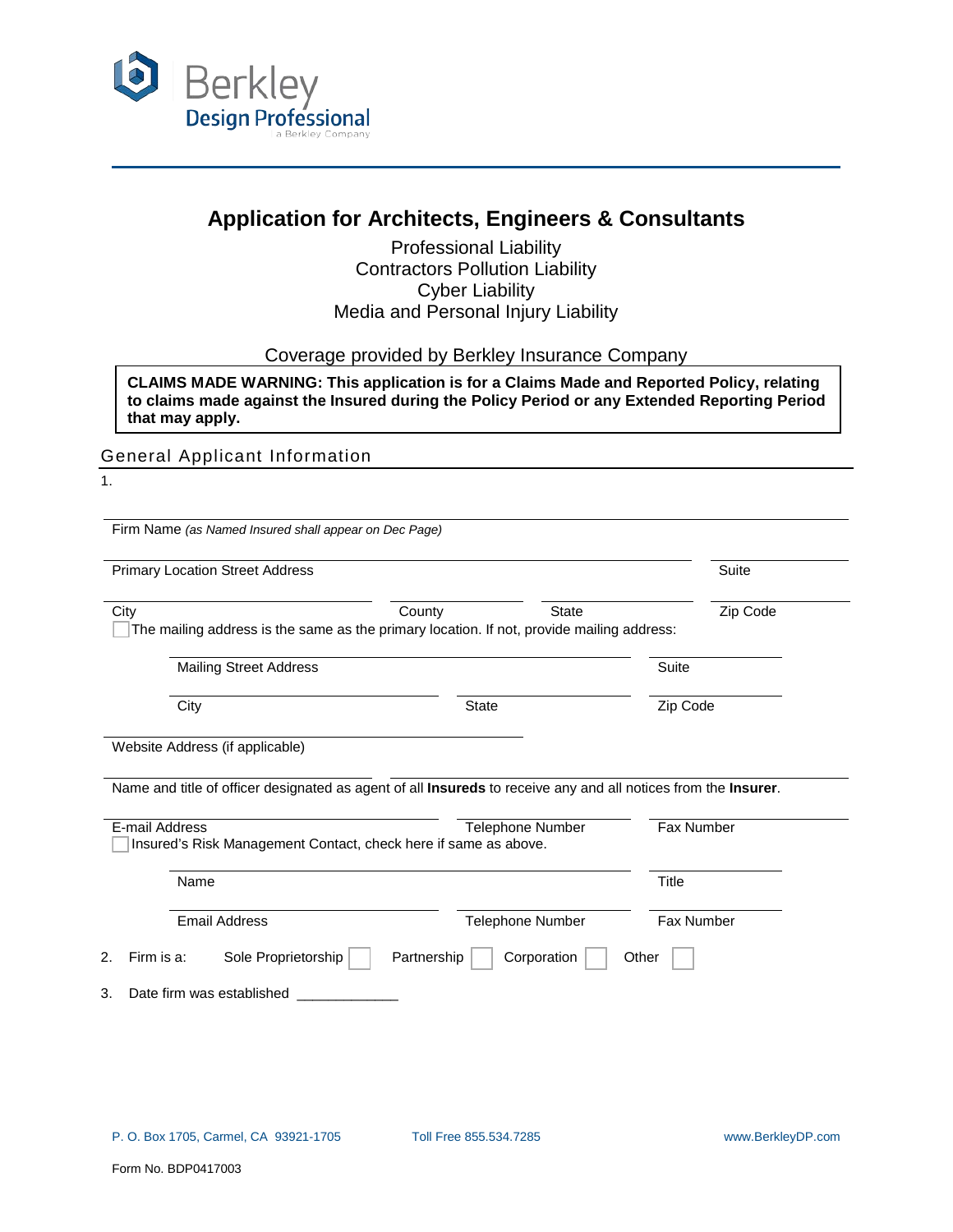Berkley Design Professional
a Berkley Company

# Application for Architects, Engineers & Consultants

Professional Liability
Contractors Pollution Liability
Cyber Liability
Media and Personal Injury Liability

Coverage provided by Berkley Insurance Company

**CLAIMS MADE WARNING: This application is for a Claims Made and Reported Policy, relating to claims made against the Insured during the Policy Period or any Extended Reporting Period that may apply.**

## General Applicant Information

1.

_______________________________________________
Firm Name *(as Named Insured shall appear on Dec Page)*

_______________________________________________ ____________
Primary Location Street Address | Suite

____________ ____________ ____________ ____________
City | County | State | Zip Code

☐ The mailing address is the same as the primary location. If not, provide mailing address:

_______________________________________________ ____________
Mailing Street Address | Suite

____________ ____________ ____________
City | State | Zip Code

_______________________________________________
Website Address (if applicable)

_______________________________________________
Name and title of officer designated as agent of all **Insureds** to receive any and all notices from the **Insurer**.

____________ ____________ ____________
E-mail Address | Telephone Number | Fax Number

☐ Insured's Risk Management Contact, check here if same as above.

_______________________________________________ ____________
Name | Title

____________ ____________ ____________
Email Address | Telephone Number | Fax Number

2. Firm is a: Sole Proprietorship ☐ Partnership ☐ Corporation ☐ Other ☐

3. Date firm was established _____________

P. O. Box 1705, Carmel, CA 93921-1705 | Toll Free 855.534.7285 | www.BerkleyDP.com

Form No. BDP0417003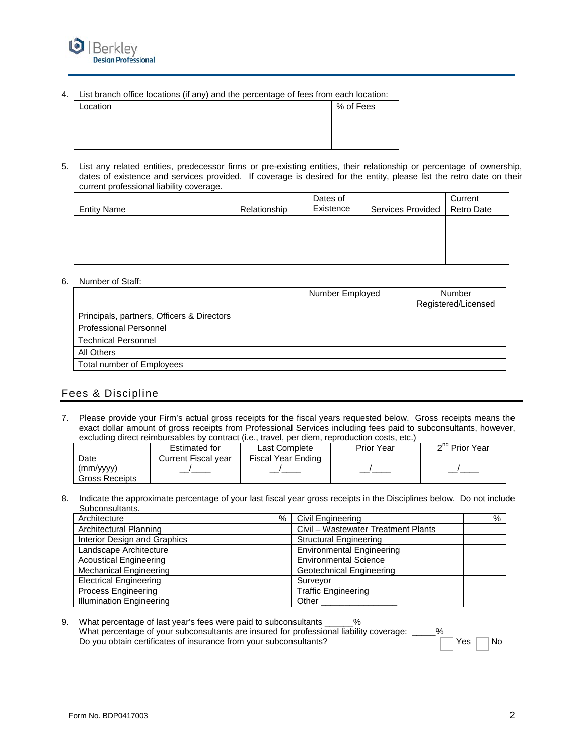4. List branch office locations (if any) and the percentage of fees from each location:

| Location | % of Fees |
|---|---|
| | |
| | |
| | |

5. List any related entities, predecessor firms or pre-existing entities, their relationship or percentage of ownership, dates of existence and services provided. If coverage is desired for the entity, please list the retro date on their current professional liability coverage.

| Entity Name | Relationship | Dates of Existence | Services Provided | Current Retro Date |
|---|---|---|---|---|
| | | | | |
| | | | | |
| | | | | |
| | | | | |

6. Number of Staff:

| | Number Employed | Number Registered/Licensed |
|---|---|---|
| Principals, partners, Officers & Directors | | |
| Professional Personnel | | |
| Technical Personnel | | |
| All Others | | |
| Total number of Employees | | |

## Fees & Discipline

7. Please provide your Firm's actual gross receipts for the fiscal years requested below. Gross receipts means the exact dollar amount of gross receipts from Professional Services including fees paid to subconsultants, however, excluding direct reimbursables by contract (i.e., travel, per diem, reproduction costs, etc.)

| Date (mm/yyyy) | Estimated for Current Fiscal year __/____ | Last Complete Fiscal Year Ending __/____ | Prior Year __/____ | 2nd Prior Year __/____ |
|---|---|---|---|---|
| Gross Receipts | | | | |

8. Indicate the approximate percentage of your last fiscal year gross receipts in the Disciplines below. Do not include Subconsultants.

| Architecture | % | Civil Engineering | % |
|---|---|---|---|
| Architectural Planning | | Civil – Wastewater Treatment Plants | |
| Interior Design and Graphics | | Structural Engineering | |
| Landscape Architecture | | Environmental Engineering | |
| Acoustical Engineering | | Environmental Science | |
| Mechanical Engineering | | Geotechnical Engineering | |
| Electrical Engineering | | Surveyor | |
| Process Engineering | | Traffic Engineering | |
| Illumination Engineering | | Other ________________ | |

9. What percentage of last year's fees were paid to subconsultants ______%
   What percentage of your subconsultants are insured for professional liability coverage: _____%
   Do you obtain certificates of insurance from your subconsultants? ☐ Yes ☐ No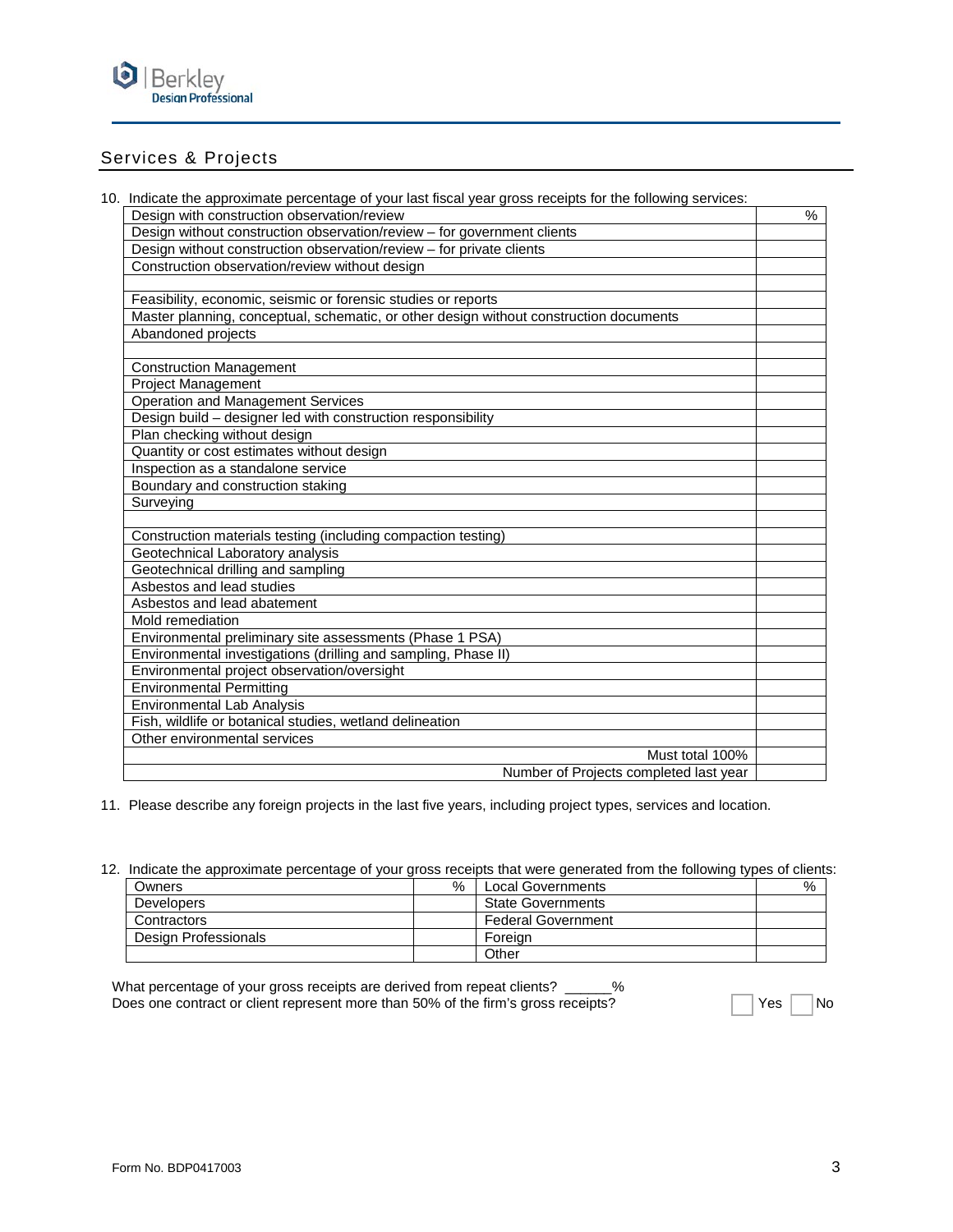## Services & Projects

10. Indicate the approximate percentage of your last fiscal year gross receipts for the following services:

| | % |
|---|---|
| Design with construction observation/review | |
| Design without construction observation/review – for government clients | |
| Design without construction observation/review – for private clients | |
| Construction observation/review without design | |
| | |
| Feasibility, economic, seismic or forensic studies or reports | |
| Master planning, conceptual, schematic, or other design without construction documents | |
| Abandoned projects | |
| | |
| Construction Management | |
| Project Management | |
| Operation and Management Services | |
| Design build – designer led with construction responsibility | |
| Plan checking without design | |
| Quantity or cost estimates without design | |
| Inspection as a standalone service | |
| Boundary and construction staking | |
| Surveying | |
| | |
| Construction materials testing (including compaction testing) | |
| Geotechnical Laboratory analysis | |
| Geotechnical drilling and sampling | |
| Asbestos and lead studies | |
| Asbestos and lead abatement | |
| Mold remediation | |
| Environmental preliminary site assessments (Phase 1 PSA) | |
| Environmental investigations (drilling and sampling, Phase II) | |
| Environmental project observation/oversight | |
| Environmental Permitting | |
| Environmental Lab Analysis | |
| Fish, wildlife or botanical studies, wetland delineation | |
| Other environmental services | |
| Must total 100% | |
| Number of Projects completed last year | |

11. Please describe any foreign projects in the last five years, including project types, services and location.

12. Indicate the approximate percentage of your gross receipts that were generated from the following types of clients:

| | % | | % |
|---|---|---|---|
| Owners | | Local Governments | |
| Developers | | State Governments | |
| Contractors | | Federal Government | |
| Design Professionals | | Foreign | |
| | | Other | |

What percentage of your gross receipts are derived from repeat clients? ______%

Does one contract or client represent more than 50% of the firm's gross receipts? ☐ Yes ☐ No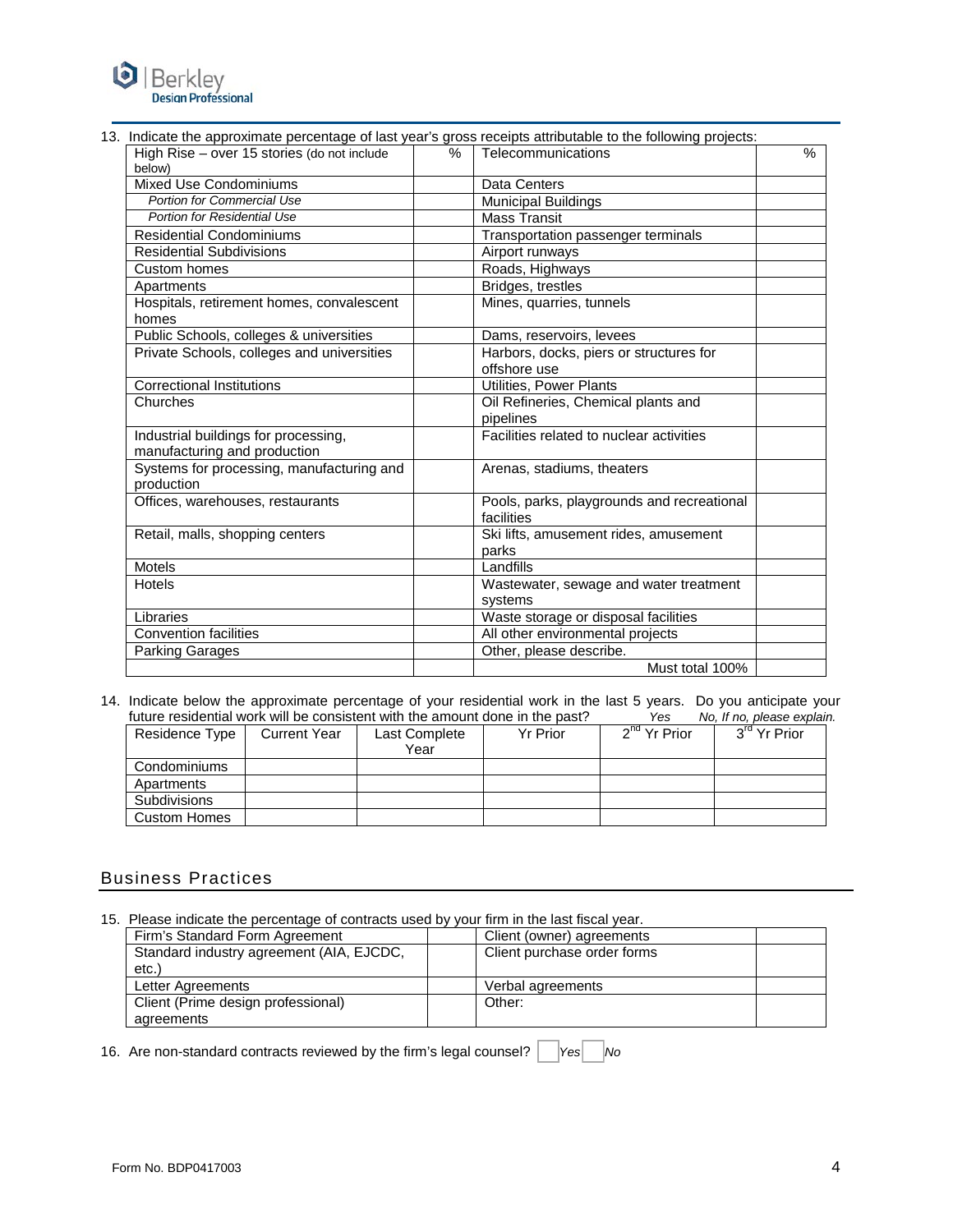13. Indicate the approximate percentage of last year's gross receipts attributable to the following projects:

| High Rise – over 15 stories (do not include below) | % | Telecommunications | % |
|---|---|---|---|
| Mixed Use Condominiums | | Data Centers | |
| *Portion for Commercial Use* | | Municipal Buildings | |
| *Portion for Residential Use* | | Mass Transit | |
| Residential Condominiums | | Transportation passenger terminals | |
| Residential Subdivisions | | Airport runways | |
| Custom homes | | Roads, Highways | |
| Apartments | | Bridges, trestles | |
| Hospitals, retirement homes, convalescent homes | | Mines, quarries, tunnels | |
| Public Schools, colleges & universities | | Dams, reservoirs, levees | |
| Private Schools, colleges and universities | | Harbors, docks, piers or structures for offshore use | |
| Correctional Institutions | | Utilities, Power Plants | |
| Churches | | Oil Refineries, Chemical plants and pipelines | |
| Industrial buildings for processing, manufacturing and production | | Facilities related to nuclear activities | |
| Systems for processing, manufacturing and production | | Arenas, stadiums, theaters | |
| Offices, warehouses, restaurants | | Pools, parks, playgrounds and recreational facilities | |
| Retail, malls, shopping centers | | Ski lifts, amusement rides, amusement parks | |
| Motels | | Landfills | |
| Hotels | | Wastewater, sewage and water treatment systems | |
| Libraries | | Waste storage or disposal facilities | |
| Convention facilities | | All other environmental projects | |
| Parking Garages | | Other, please describe. | |
| | | Must total 100% | |

14. Indicate below the approximate percentage of your residential work in the last 5 years. Do you anticipate your future residential work will be consistent with the amount done in the past? *Yes* *No, If no, please explain.*

| Residence Type | Current Year | Last Complete Year | Yr Prior | 2nd Yr Prior | 3rd Yr Prior |
|---|---|---|---|---|---|
| Condominiums | | | | | |
| Apartments | | | | | |
| Subdivisions | | | | | |
| Custom Homes | | | | | |

## Business Practices

15. Please indicate the percentage of contracts used by your firm in the last fiscal year.

| Firm's Standard Form Agreement | | Client (owner) agreements | |
|---|---|---|---|
| Standard industry agreement (AIA, EJCDC, etc.) | | Client purchase order forms | |
| Letter Agreements | | Verbal agreements | |
| Client (Prime design professional) agreements | | Other: | |

16. Are non-standard contracts reviewed by the firm's legal counsel? ☐ *Yes* ☐ *No*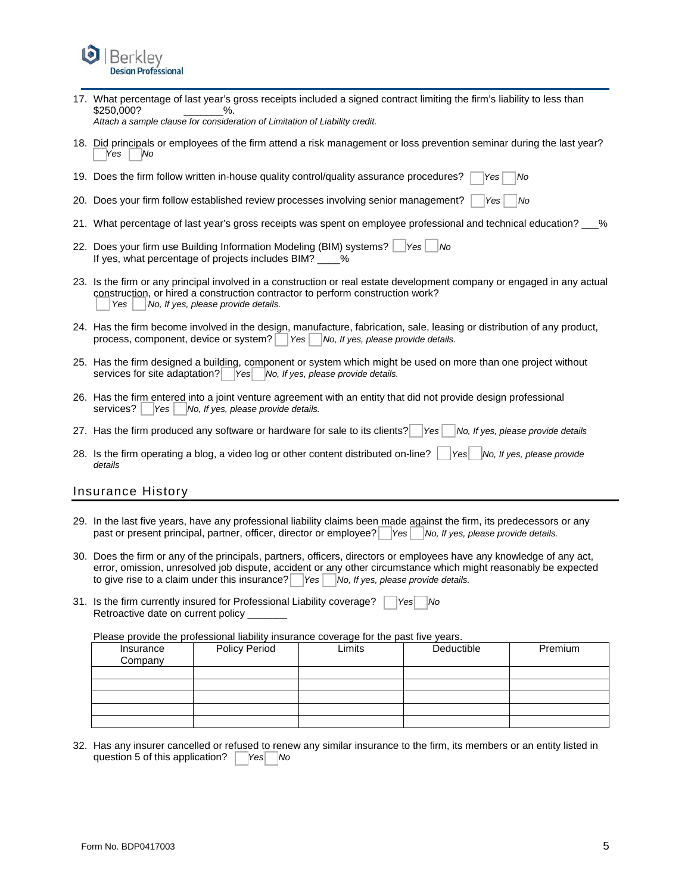17. What percentage of last year's gross receipts included a signed contract limiting the firm's liability to less than $250,000? _______%.
    *Attach a sample clause for consideration of Limitation of Liability credit.*

18. Did principals or employees of the firm attend a risk management or loss prevention seminar during the last year? ☐ *Yes* ☐ *No*

19. Does the firm follow written in-house quality control/quality assurance procedures? ☐ *Yes* ☐ *No*

20. Does your firm follow established review processes involving senior management? ☐ *Yes* ☐ *No*

21. What percentage of last year's gross receipts was spent on employee professional and technical education? ___%

22. Does your firm use Building Information Modeling (BIM) systems? ☐ *Yes* ☐ *No*
    If yes, what percentage of projects includes BIM? ____%

23. Is the firm or any principal involved in a construction or real estate development company or engaged in any actual construction, or hired a construction contractor to perform construction work? ☐ *Yes* ☐ *No, If yes, please provide details.*

24. Has the firm become involved in the design, manufacture, fabrication, sale, leasing or distribution of any product, process, component, device or system? ☐ *Yes* ☐ *No, If yes, please provide details.*

25. Has the firm designed a building, component or system which might be used on more than one project without services for site adaptation? ☐ *Yes* ☐ *No, If yes, please provide details.*

26. Has the firm entered into a joint venture agreement with an entity that did not provide design professional services? ☐ *Yes* ☐ *No, If yes, please provide details.*

27. Has the firm produced any software or hardware for sale to its clients? ☐ *Yes* ☐ *No, If yes, please provide details*

28. Is the firm operating a blog, a video log or other content distributed on-line? ☐ *Yes* ☐ *No, If yes, please provide details*

## Insurance History

29. In the last five years, have any professional liability claims been made against the firm, its predecessors or any past or present principal, partner, officer, director or employee? ☐ *Yes* ☐ *No, If yes, please provide details.*

30. Does the firm or any of the principals, partners, officers, directors or employees have any knowledge of any act, error, omission, unresolved job dispute, accident or any other circumstance which might reasonably be expected to give rise to a claim under this insurance? ☐ *Yes* ☐ *No, If yes, please provide details.*

31. Is the firm currently insured for Professional Liability coverage? ☐ *Yes* ☐ *No*
    Retroactive date on current policy _______

    Please provide the professional liability insurance coverage for the past five years.

| Insurance Company | Policy Period | Limits | Deductible | Premium |
|---|---|---|---|---|
| | | | | |
| | | | | |
| | | | | |
| | | | | |
| | | | | |

32. Has any insurer cancelled or refused to renew any similar insurance to the firm, its members or an entity listed in question 5 of this application? ☐ *Yes* ☐ *No*

Form No. BDP0417003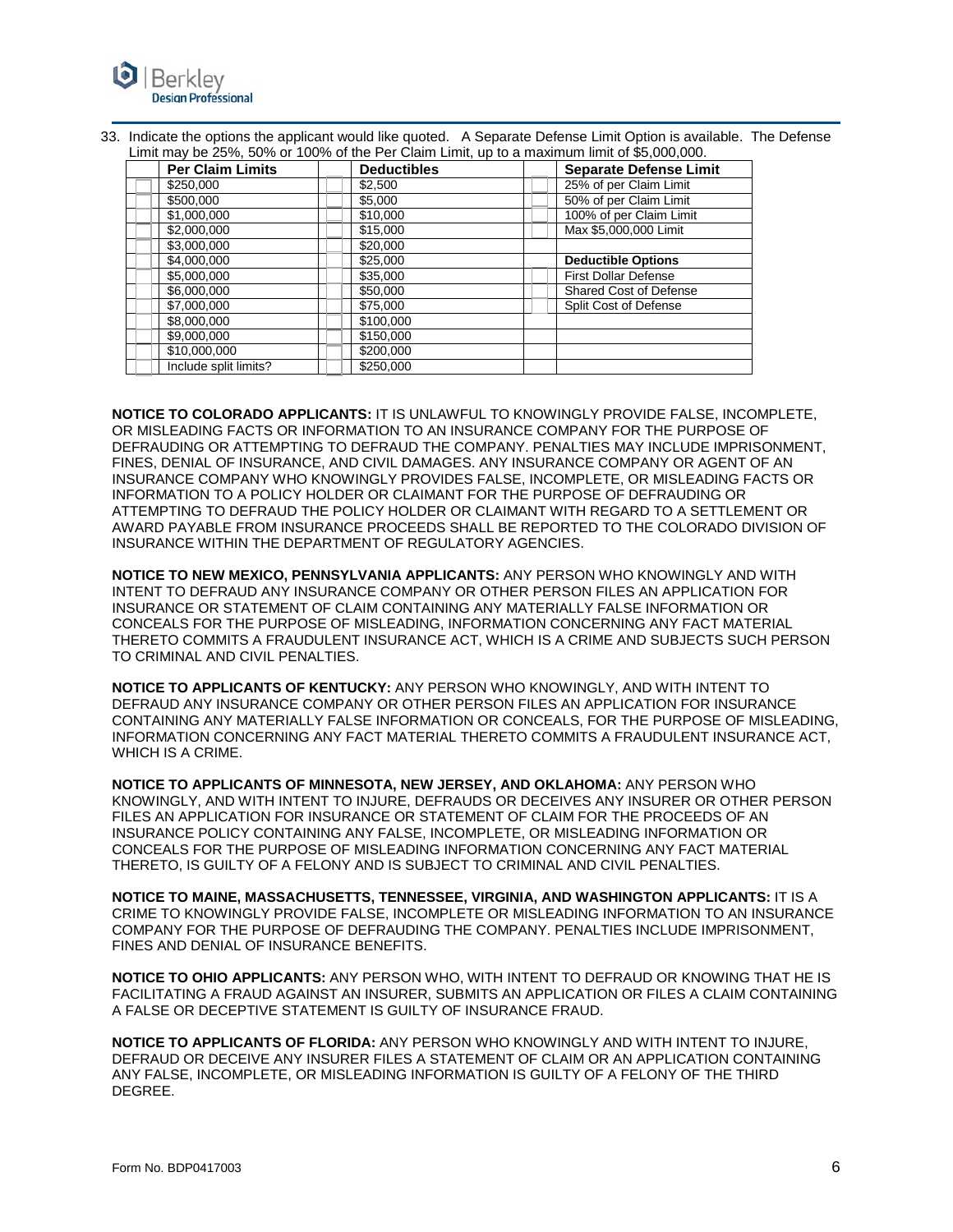33. Indicate the options the applicant would like quoted. A Separate Defense Limit Option is available. The Defense Limit may be 25%, 50% or 100% of the Per Claim Limit, up to a maximum limit of $5,000,000.

| | Per Claim Limits | | Deductibles | | Separate Defense Limit |
|---|---|---|---|---|---|
| ☐ | $250,000 | ☐ | $2,500 | ☐ | 25% of per Claim Limit |
| ☐ | $500,000 | ☐ | $5,000 | ☐ | 50% of per Claim Limit |
| ☐ | $1,000,000 | ☐ | $10,000 | ☐ | 100% of per Claim Limit |
| ☐ | $2,000,000 | ☐ | $15,000 | ☐ | Max $5,000,000 Limit |
| ☐ | $3,000,000 | ☐ | $20,000 | | |
| ☐ | $4,000,000 | ☐ | $25,000 | | **Deductible Options** |
| ☐ | $5,000,000 | ☐ | $35,000 | ☐ | First Dollar Defense |
| ☐ | $6,000,000 | ☐ | $50,000 | ☐ | Shared Cost of Defense |
| ☐ | $7,000,000 | ☐ | $75,000 | ☐ | Split Cost of Defense |
| ☐ | $8,000,000 | ☐ | $100,000 | | |
| ☐ | $9,000,000 | ☐ | $150,000 | | |
| ☐ | $10,000,000 | ☐ | $200,000 | | |
| ☐ | Include split limits? | ☐ | $250,000 | | |

**NOTICE TO COLORADO APPLICANTS:** IT IS UNLAWFUL TO KNOWINGLY PROVIDE FALSE, INCOMPLETE, OR MISLEADING FACTS OR INFORMATION TO AN INSURANCE COMPANY FOR THE PURPOSE OF DEFRAUDING OR ATTEMPTING TO DEFRAUD THE COMPANY. PENALTIES MAY INCLUDE IMPRISONMENT, FINES, DENIAL OF INSURANCE, AND CIVIL DAMAGES. ANY INSURANCE COMPANY OR AGENT OF AN INSURANCE COMPANY WHO KNOWINGLY PROVIDES FALSE, INCOMPLETE, OR MISLEADING FACTS OR INFORMATION TO A POLICY HOLDER OR CLAIMANT FOR THE PURPOSE OF DEFRAUDING OR ATTEMPTING TO DEFRAUD THE POLICY HOLDER OR CLAIMANT WITH REGARD TO A SETTLEMENT OR AWARD PAYABLE FROM INSURANCE PROCEEDS SHALL BE REPORTED TO THE COLORADO DIVISION OF INSURANCE WITHIN THE DEPARTMENT OF REGULATORY AGENCIES.

**NOTICE TO NEW MEXICO, PENNSYLVANIA APPLICANTS:** ANY PERSON WHO KNOWINGLY AND WITH INTENT TO DEFRAUD ANY INSURANCE COMPANY OR OTHER PERSON FILES AN APPLICATION FOR INSURANCE OR STATEMENT OF CLAIM CONTAINING ANY MATERIALLY FALSE INFORMATION OR CONCEALS FOR THE PURPOSE OF MISLEADING, INFORMATION CONCERNING ANY FACT MATERIAL THERETO COMMITS A FRAUDULENT INSURANCE ACT, WHICH IS A CRIME AND SUBJECTS SUCH PERSON TO CRIMINAL AND CIVIL PENALTIES.

**NOTICE TO APPLICANTS OF KENTUCKY:** ANY PERSON WHO KNOWINGLY, AND WITH INTENT TO DEFRAUD ANY INSURANCE COMPANY OR OTHER PERSON FILES AN APPLICATION FOR INSURANCE CONTAINING ANY MATERIALLY FALSE INFORMATION OR CONCEALS, FOR THE PURPOSE OF MISLEADING, INFORMATION CONCERNING ANY FACT MATERIAL THERETO COMMITS A FRAUDULENT INSURANCE ACT, WHICH IS A CRIME.

**NOTICE TO APPLICANTS OF MINNESOTA, NEW JERSEY, AND OKLAHOMA:** ANY PERSON WHO KNOWINGLY, AND WITH INTENT TO INJURE, DEFRAUDS OR DECEIVES ANY INSURER OR OTHER PERSON FILES AN APPLICATION FOR INSURANCE OR STATEMENT OF CLAIM FOR THE PROCEEDS OF AN INSURANCE POLICY CONTAINING ANY FALSE, INCOMPLETE, OR MISLEADING INFORMATION OR CONCEALS FOR THE PURPOSE OF MISLEADING INFORMATION CONCERNING ANY FACT MATERIAL THERETO, IS GUILTY OF A FELONY AND IS SUBJECT TO CRIMINAL AND CIVIL PENALTIES.

**NOTICE TO MAINE, MASSACHUSETTS, TENNESSEE, VIRGINIA, AND WASHINGTON APPLICANTS:** IT IS A CRIME TO KNOWINGLY PROVIDE FALSE, INCOMPLETE OR MISLEADING INFORMATION TO AN INSURANCE COMPANY FOR THE PURPOSE OF DEFRAUDING THE COMPANY. PENALTIES INCLUDE IMPRISONMENT, FINES AND DENIAL OF INSURANCE BENEFITS.

**NOTICE TO OHIO APPLICANTS:** ANY PERSON WHO, WITH INTENT TO DEFRAUD OR KNOWING THAT HE IS FACILITATING A FRAUD AGAINST AN INSURER, SUBMITS AN APPLICATION OR FILES A CLAIM CONTAINING A FALSE OR DECEPTIVE STATEMENT IS GUILTY OF INSURANCE FRAUD.

**NOTICE TO APPLICANTS OF FLORIDA:** ANY PERSON WHO KNOWINGLY AND WITH INTENT TO INJURE, DEFRAUD OR DECEIVE ANY INSURER FILES A STATEMENT OF CLAIM OR AN APPLICATION CONTAINING ANY FALSE, INCOMPLETE, OR MISLEADING INFORMATION IS GUILTY OF A FELONY OF THE THIRD DEGREE.

Form No. BDP0417003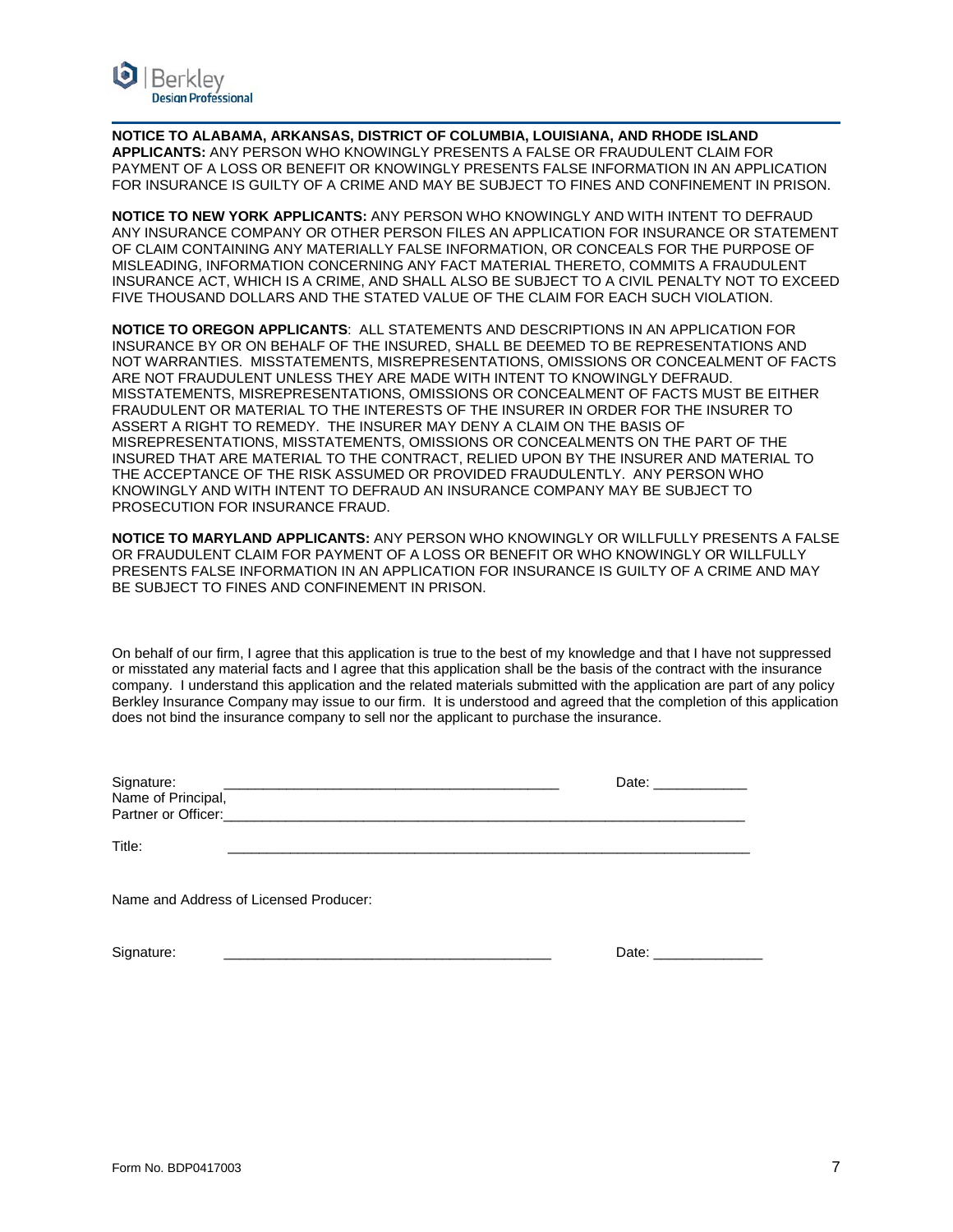**NOTICE TO ALABAMA, ARKANSAS, DISTRICT OF COLUMBIA, LOUISIANA, AND RHODE ISLAND APPLICANTS:** ANY PERSON WHO KNOWINGLY PRESENTS A FALSE OR FRAUDULENT CLAIM FOR PAYMENT OF A LOSS OR BENEFIT OR KNOWINGLY PRESENTS FALSE INFORMATION IN AN APPLICATION FOR INSURANCE IS GUILTY OF A CRIME AND MAY BE SUBJECT TO FINES AND CONFINEMENT IN PRISON.

**NOTICE TO NEW YORK APPLICANTS:** ANY PERSON WHO KNOWINGLY AND WITH INTENT TO DEFRAUD ANY INSURANCE COMPANY OR OTHER PERSON FILES AN APPLICATION FOR INSURANCE OR STATEMENT OF CLAIM CONTAINING ANY MATERIALLY FALSE INFORMATION, OR CONCEALS FOR THE PURPOSE OF MISLEADING, INFORMATION CONCERNING ANY FACT MATERIAL THERETO, COMMITS A FRAUDULENT INSURANCE ACT, WHICH IS A CRIME, AND SHALL ALSO BE SUBJECT TO A CIVIL PENALTY NOT TO EXCEED FIVE THOUSAND DOLLARS AND THE STATED VALUE OF THE CLAIM FOR EACH SUCH VIOLATION.

**NOTICE TO OREGON APPLICANTS**: ALL STATEMENTS AND DESCRIPTIONS IN AN APPLICATION FOR INSURANCE BY OR ON BEHALF OF THE INSURED, SHALL BE DEEMED TO BE REPRESENTATIONS AND NOT WARRANTIES. MISSTATEMENTS, MISREPRESENTATIONS, OMISSIONS OR CONCEALMENT OF FACTS ARE NOT FRAUDULENT UNLESS THEY ARE MADE WITH INTENT TO KNOWINGLY DEFRAUD. MISSTATEMENTS, MISREPRESENTATIONS, OMISSIONS OR CONCEALMENT OF FACTS MUST BE EITHER FRAUDULENT OR MATERIAL TO THE INTERESTS OF THE INSURER IN ORDER FOR THE INSURER TO ASSERT A RIGHT TO REMEDY. THE INSURER MAY DENY A CLAIM ON THE BASIS OF MISREPRESENTATIONS, MISSTATEMENTS, OMISSIONS OR CONCEALMENTS ON THE PART OF THE INSURED THAT ARE MATERIAL TO THE CONTRACT, RELIED UPON BY THE INSURER AND MATERIAL TO THE ACCEPTANCE OF THE RISK ASSUMED OR PROVIDED FRAUDULENTLY. ANY PERSON WHO KNOWINGLY AND WITH INTENT TO DEFRAUD AN INSURANCE COMPANY MAY BE SUBJECT TO PROSECUTION FOR INSURANCE FRAUD.

**NOTICE TO MARYLAND APPLICANTS:** ANY PERSON WHO KNOWINGLY OR WILLFULLY PRESENTS A FALSE OR FRAUDULENT CLAIM FOR PAYMENT OF A LOSS OR BENEFIT OR WHO KNOWINGLY OR WILLFULLY PRESENTS FALSE INFORMATION IN AN APPLICATION FOR INSURANCE IS GUILTY OF A CRIME AND MAY BE SUBJECT TO FINES AND CONFINEMENT IN PRISON.

On behalf of our firm, I agree that this application is true to the best of my knowledge and that I have not suppressed or misstated any material facts and I agree that this application shall be the basis of the contract with the insurance company. I understand this application and the related materials submitted with the application are part of any policy Berkley Insurance Company may issue to our firm. It is understood and agreed that the completion of this application does not bind the insurance company to sell nor the applicant to purchase the insurance.

Signature: ____________________________________________ Date: ____________

Name of Principal, Partner or Officer: ______________________________________________________________________

Title: ______________________________________________________________________

Name and Address of Licensed Producer:

Signature: ____________________________________________ Date: ______________

Form No. BDP0417003